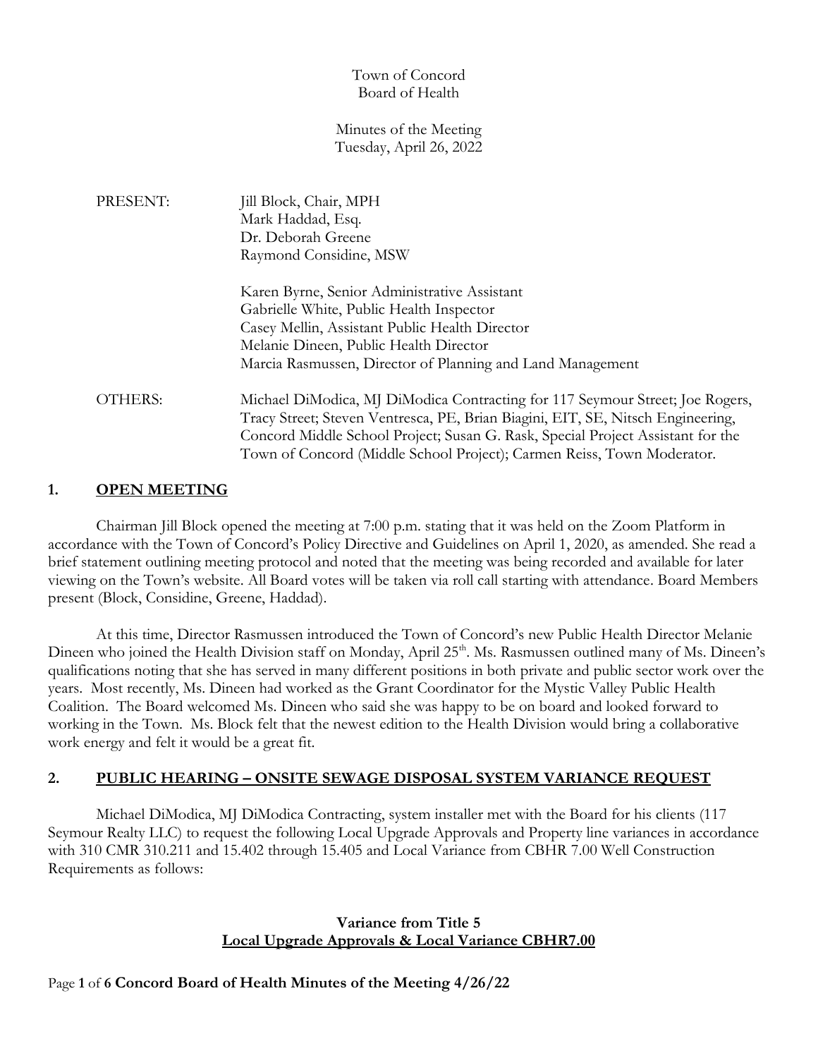Town of Concord
Board of Health

Minutes of the Meeting
Tuesday, April 26, 2022

PRESENT: Jill Block, Chair, MPH
Mark Haddad, Esq.
Dr. Deborah Greene
Raymond Considine, MSW

Karen Byrne, Senior Administrative Assistant
Gabrielle White, Public Health Inspector
Casey Mellin, Assistant Public Health Director
Melanie Dineen, Public Health Director
Marcia Rasmussen, Director of Planning and Land Management

OTHERS: Michael DiModica, MJ DiModica Contracting for 117 Seymour Street; Joe Rogers, Tracy Street; Steven Ventresca, PE, Brian Biagini, EIT, SE, Nitsch Engineering, Concord Middle School Project; Susan G. Rask, Special Project Assistant for the Town of Concord (Middle School Project); Carmen Reiss, Town Moderator.

## 1. OPEN MEETING

Chairman Jill Block opened the meeting at 7:00 p.m. stating that it was held on the Zoom Platform in accordance with the Town of Concord's Policy Directive and Guidelines on April 1, 2020, as amended. She read a brief statement outlining meeting protocol and noted that the meeting was being recorded and available for later viewing on the Town's website. All Board votes will be taken via roll call starting with attendance. Board Members present (Block, Considine, Greene, Haddad).

At this time, Director Rasmussen introduced the Town of Concord's new Public Health Director Melanie Dineen who joined the Health Division staff on Monday, April 25th. Ms. Rasmussen outlined many of Ms. Dineen's qualifications noting that she has served in many different positions in both private and public sector work over the years. Most recently, Ms. Dineen had worked as the Grant Coordinator for the Mystic Valley Public Health Coalition. The Board welcomed Ms. Dineen who said she was happy to be on board and looked forward to working in the Town. Ms. Block felt that the newest edition to the Health Division would bring a collaborative work energy and felt it would be a great fit.

## 2. PUBLIC HEARING – ONSITE SEWAGE DISPOSAL SYSTEM VARIANCE REQUEST

Michael DiModica, MJ DiModica Contracting, system installer met with the Board for his clients (117 Seymour Realty LLC) to request the following Local Upgrade Approvals and Property line variances in accordance with 310 CMR 310.211 and 15.402 through 15.405 and Local Variance from CBHR 7.00 Well Construction Requirements as follows:

**Variance from Title 5**
**Local Upgrade Approvals & Local Variance CBHR7.00**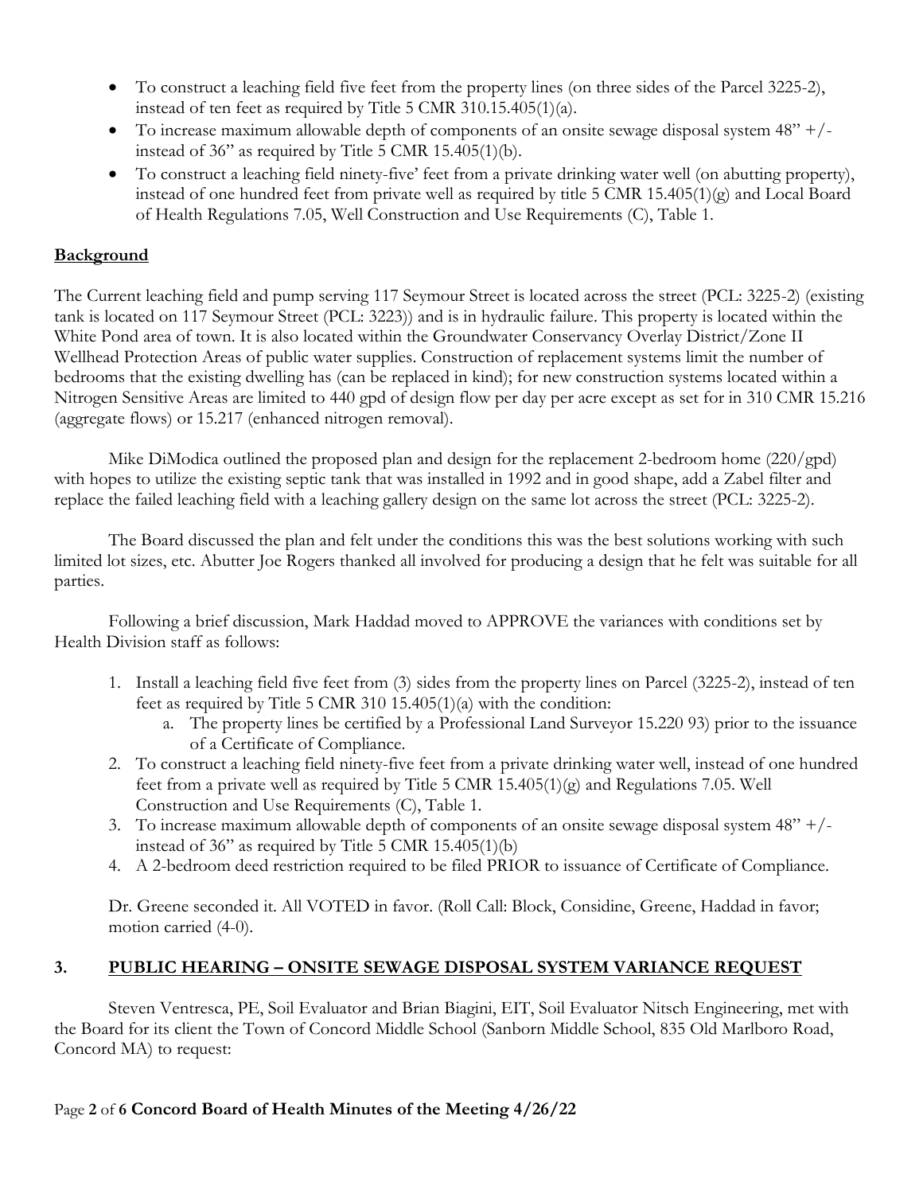- To construct a leaching field five feet from the property lines (on three sides of the Parcel 3225-2), instead of ten feet as required by Title 5 CMR 310.15.405(1)(a).
- To increase maximum allowable depth of components of an onsite sewage disposal system 48" +/- instead of 36" as required by Title 5 CMR 15.405(1)(b).
- To construct a leaching field ninety-five' feet from a private drinking water well (on abutting property), instead of one hundred feet from private well as required by title 5 CMR 15.405(1)(g) and Local Board of Health Regulations 7.05, Well Construction and Use Requirements (C), Table 1.

**Background**

The Current leaching field and pump serving 117 Seymour Street is located across the street (PCL: 3225-2) (existing tank is located on 117 Seymour Street (PCL: 3223)) and is in hydraulic failure. This property is located within the White Pond area of town. It is also located within the Groundwater Conservancy Overlay District/Zone II Wellhead Protection Areas of public water supplies. Construction of replacement systems limit the number of bedrooms that the existing dwelling has (can be replaced in kind); for new construction systems located within a Nitrogen Sensitive Areas are limited to 440 gpd of design flow per day per acre except as set for in 310 CMR 15.216 (aggregate flows) or 15.217 (enhanced nitrogen removal).

Mike DiModica outlined the proposed plan and design for the replacement 2-bedroom home (220/gpd) with hopes to utilize the existing septic tank that was installed in 1992 and in good shape, add a Zabel filter and replace the failed leaching field with a leaching gallery design on the same lot across the street (PCL: 3225-2).

The Board discussed the plan and felt under the conditions this was the best solutions working with such limited lot sizes, etc. Abutter Joe Rogers thanked all involved for producing a design that he felt was suitable for all parties.

Following a brief discussion, Mark Haddad moved to APPROVE the variances with conditions set by Health Division staff as follows:

1. Install a leaching field five feet from (3) sides from the property lines on Parcel (3225-2), instead of ten feet as required by Title 5 CMR 310 15.405(1)(a) with the condition:
    a. The property lines be certified by a Professional Land Surveyor 15.220 93) prior to the issuance of a Certificate of Compliance.
2. To construct a leaching field ninety-five feet from a private drinking water well, instead of one hundred feet from a private well as required by Title 5 CMR 15.405(1)(g) and Regulations 7.05. Well Construction and Use Requirements (C), Table 1.
3. To increase maximum allowable depth of components of an onsite sewage disposal system 48" +/- instead of 36" as required by Title 5 CMR 15.405(1)(b)
4. A 2-bedroom deed restriction required to be filed PRIOR to issuance of Certificate of Compliance.

Dr. Greene seconded it. All VOTED in favor. (Roll Call: Block, Considine, Greene, Haddad in favor; motion carried (4-0).

## 3. PUBLIC HEARING – ONSITE SEWAGE DISPOSAL SYSTEM VARIANCE REQUEST

Steven Ventresca, PE, Soil Evaluator and Brian Biagini, EIT, Soil Evaluator Nitsch Engineering, met with the Board for its client the Town of Concord Middle School (Sanborn Middle School, 835 Old Marlboro Road, Concord MA) to request: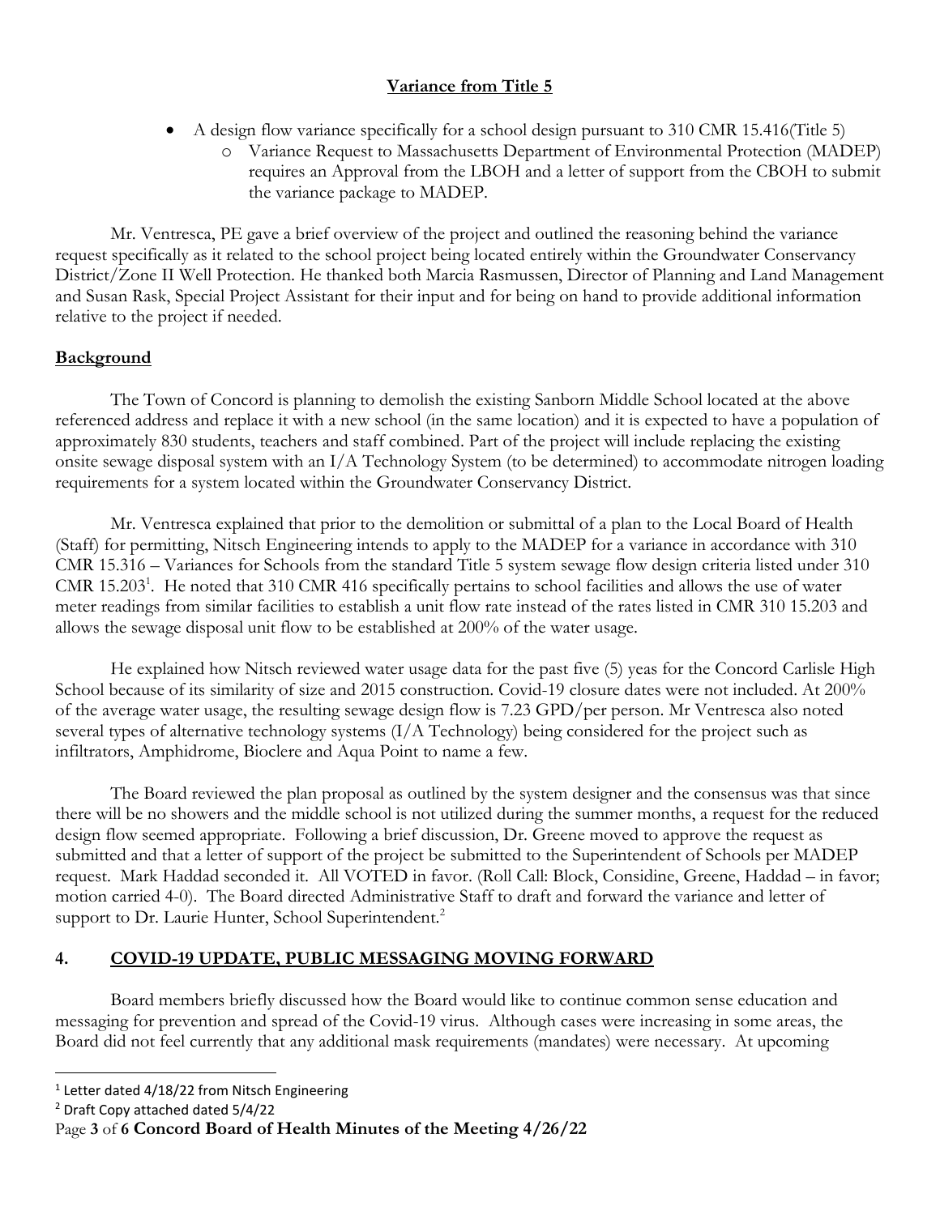**Variance from Title 5**

- A design flow variance specifically for a school design pursuant to 310 CMR 15.416(Title 5)
  - Variance Request to Massachusetts Department of Environmental Protection (MADEP) requires an Approval from the LBOH and a letter of support from the CBOH to submit the variance package to MADEP.

Mr. Ventresca, PE gave a brief overview of the project and outlined the reasoning behind the variance request specifically as it related to the school project being located entirely within the Groundwater Conservancy District/Zone II Well Protection. He thanked both Marcia Rasmussen, Director of Planning and Land Management and Susan Rask, Special Project Assistant for their input and for being on hand to provide additional information relative to the project if needed.

**Background**

The Town of Concord is planning to demolish the existing Sanborn Middle School located at the above referenced address and replace it with a new school (in the same location) and it is expected to have a population of approximately 830 students, teachers and staff combined. Part of the project will include replacing the existing onsite sewage disposal system with an I/A Technology System (to be determined) to accommodate nitrogen loading requirements for a system located within the Groundwater Conservancy District.

Mr. Ventresca explained that prior to the demolition or submittal of a plan to the Local Board of Health (Staff) for permitting, Nitsch Engineering intends to apply to the MADEP for a variance in accordance with 310 CMR 15.316 – Variances for Schools from the standard Title 5 system sewage flow design criteria listed under 310 CMR 15.203[1]. He noted that 310 CMR 416 specifically pertains to school facilities and allows the use of water meter readings from similar facilities to establish a unit flow rate instead of the rates listed in CMR 310 15.203 and allows the sewage disposal unit flow to be established at 200% of the water usage.

He explained how Nitsch reviewed water usage data for the past five (5) yeas for the Concord Carlisle High School because of its similarity of size and 2015 construction. Covid-19 closure dates were not included. At 200% of the average water usage, the resulting sewage design flow is 7.23 GPD/per person. Mr Ventresca also noted several types of alternative technology systems (I/A Technology) being considered for the project such as infiltrators, Amphidrome, Bioclere and Aqua Point to name a few.

The Board reviewed the plan proposal as outlined by the system designer and the consensus was that since there will be no showers and the middle school is not utilized during the summer months, a request for the reduced design flow seemed appropriate. Following a brief discussion, Dr. Greene moved to approve the request as submitted and that a letter of support of the project be submitted to the Superintendent of Schools per MADEP request. Mark Haddad seconded it. All VOTED in favor. (Roll Call: Block, Considine, Greene, Haddad – in favor; motion carried 4-0). The Board directed Administrative Staff to draft and forward the variance and letter of support to Dr. Laurie Hunter, School Superintendent.[2]

## 4. COVID-19 UPDATE, PUBLIC MESSAGING MOVING FORWARD

Board members briefly discussed how the Board would like to continue common sense education and messaging for prevention and spread of the Covid-19 virus. Although cases were increasing in some areas, the Board did not feel currently that any additional mask requirements (mandates) were necessary. At upcoming

---

[1] Letter dated 4/18/22 from Nitsch Engineering

[2] Draft Copy attached dated 5/4/22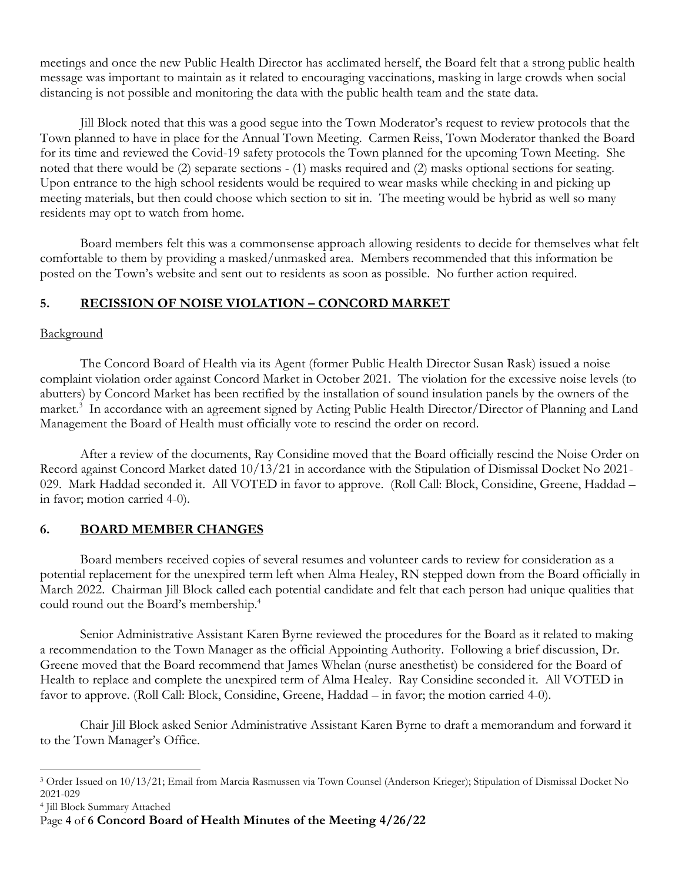meetings and once the new Public Health Director has acclimated herself, the Board felt that a strong public health message was important to maintain as it related to encouraging vaccinations, masking in large crowds when social distancing is not possible and monitoring the data with the public health team and the state data.

Jill Block noted that this was a good segue into the Town Moderator's request to review protocols that the Town planned to have in place for the Annual Town Meeting. Carmen Reiss, Town Moderator thanked the Board for its time and reviewed the Covid-19 safety protocols the Town planned for the upcoming Town Meeting. She noted that there would be (2) separate sections - (1) masks required and (2) masks optional sections for seating. Upon entrance to the high school residents would be required to wear masks while checking in and picking up meeting materials, but then could choose which section to sit in. The meeting would be hybrid as well so many residents may opt to watch from home.

Board members felt this was a commonsense approach allowing residents to decide for themselves what felt comfortable to them by providing a masked/unmasked area. Members recommended that this information be posted on the Town's website and sent out to residents as soon as possible. No further action required.

## 5. RECISSION OF NOISE VIOLATION – CONCORD MARKET

Background

The Concord Board of Health via its Agent (former Public Health Director Susan Rask) issued a noise complaint violation order against Concord Market in October 2021. The violation for the excessive noise levels (to abutters) by Concord Market has been rectified by the installation of sound insulation panels by the owners of the market.[3] In accordance with an agreement signed by Acting Public Health Director/Director of Planning and Land Management the Board of Health must officially vote to rescind the order on record.

After a review of the documents, Ray Considine moved that the Board officially rescind the Noise Order on Record against Concord Market dated 10/13/21 in accordance with the Stipulation of Dismissal Docket No 2021-029. Mark Haddad seconded it. All VOTED in favor to approve. (Roll Call: Block, Considine, Greene, Haddad – in favor; motion carried 4-0).

## 6. BOARD MEMBER CHANGES

Board members received copies of several resumes and volunteer cards to review for consideration as a potential replacement for the unexpired term left when Alma Healey, RN stepped down from the Board officially in March 2022. Chairman Jill Block called each potential candidate and felt that each person had unique qualities that could round out the Board's membership.[4]

Senior Administrative Assistant Karen Byrne reviewed the procedures for the Board as it related to making a recommendation to the Town Manager as the official Appointing Authority. Following a brief discussion, Dr. Greene moved that the Board recommend that James Whelan (nurse anesthetist) be considered for the Board of Health to replace and complete the unexpired term of Alma Healey. Ray Considine seconded it. All VOTED in favor to approve. (Roll Call: Block, Considine, Greene, Haddad – in favor; the motion carried 4-0).

Chair Jill Block asked Senior Administrative Assistant Karen Byrne to draft a memorandum and forward it to the Town Manager's Office.

---

[3] Order Issued on 10/13/21; Email from Marcia Rasmussen via Town Counsel (Anderson Krieger); Stipulation of Dismissal Docket No 2021-029

[4] Jill Block Summary Attached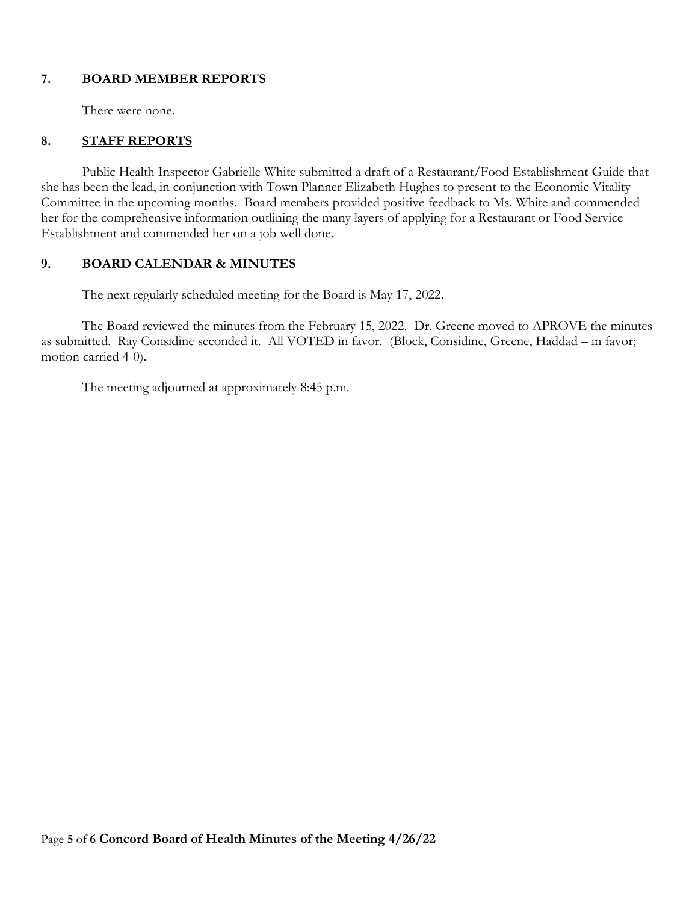## 7. **BOARD MEMBER REPORTS**

There were none.

## 8. **STAFF REPORTS**

Public Health Inspector Gabrielle White submitted a draft of a Restaurant/Food Establishment Guide that she has been the lead, in conjunction with Town Planner Elizabeth Hughes to present to the Economic Vitality Committee in the upcoming months. Board members provided positive feedback to Ms. White and commended her for the comprehensive information outlining the many layers of applying for a Restaurant or Food Service Establishment and commended her on a job well done.

## 9. **BOARD CALENDAR & MINUTES**

The next regularly scheduled meeting for the Board is May 17, 2022.

The Board reviewed the minutes from the February 15, 2022. Dr. Greene moved to APROVE the minutes as submitted. Ray Considine seconded it. All VOTED in favor. (Block, Considine, Greene, Haddad – in favor; motion carried 4-0).

The meeting adjourned at approximately 8:45 p.m.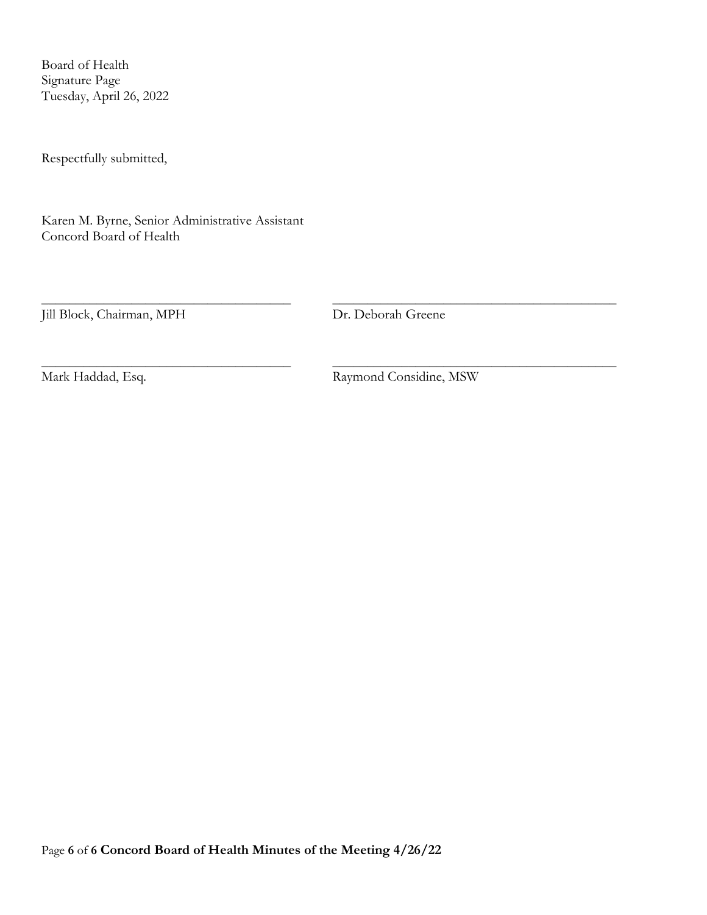Board of Health
Signature Page
Tuesday, April 26, 2022

Respectfully submitted,

Karen M. Byrne, Senior Administrative Assistant
Concord Board of Health

\_\_\_\_\_\_\_\_\_\_\_\_\_\_\_\_\_\_\_\_\_\_\_\_\_\_\_\_\_\_\_\_\_\_\_\_
Jill Block, Chairman, MPH

\_\_\_\_\_\_\_\_\_\_\_\_\_\_\_\_\_\_\_\_\_\_\_\_\_\_\_\_\_\_\_\_\_\_\_\_
Dr. Deborah Greene

\_\_\_\_\_\_\_\_\_\_\_\_\_\_\_\_\_\_\_\_\_\_\_\_\_\_\_\_\_\_\_\_\_\_\_\_
Mark Haddad, Esq.

\_\_\_\_\_\_\_\_\_\_\_\_\_\_\_\_\_\_\_\_\_\_\_\_\_\_\_\_\_\_\_\_\_\_\_\_
Raymond Considine, MSW